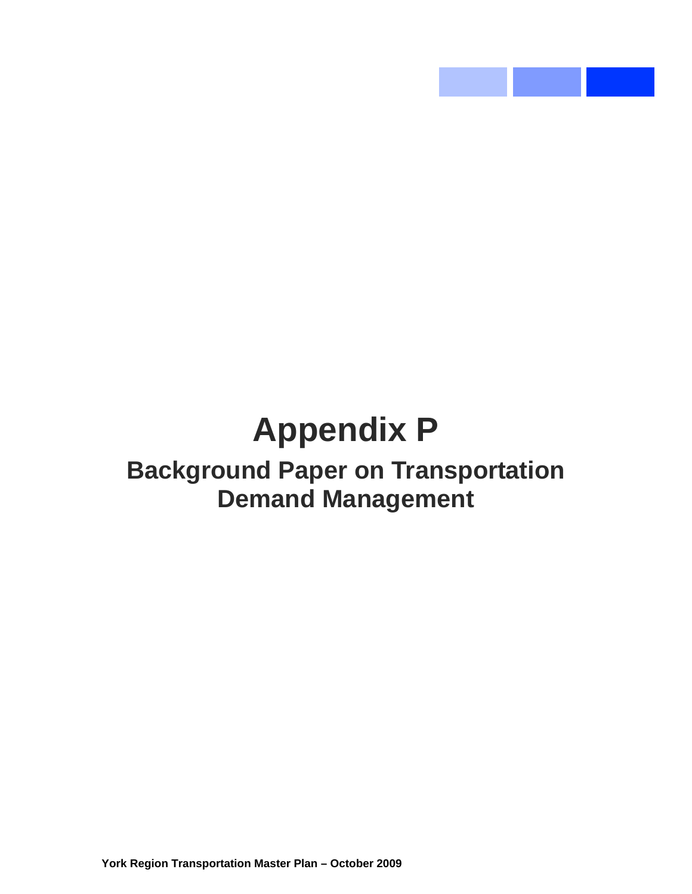# Appendix P

## Background Paper on Transportation Demand Management

York Region Transportation Master Plan – October 2009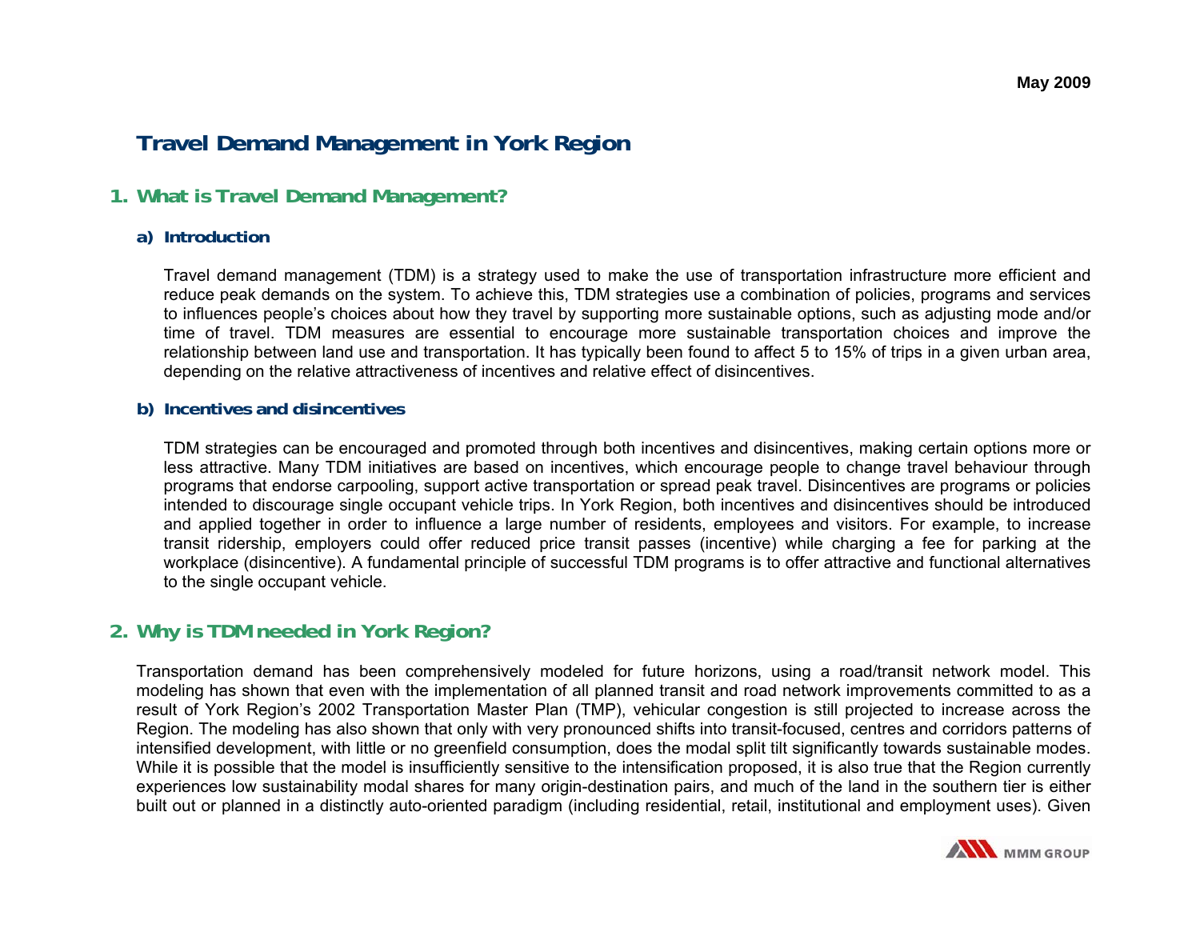# Travel Demand Management in York Region

## 1. What is Travel Demand Management?

### a) Introduction

Travel demand management (TDM) is a strategy used to make the use of transportation infrastructure more efficient and reduce peak demands on the system. To achieve this, TDM strategies use a combination of policies, programs and services to influences people's choices about how they travel by supporting more sustainable options, such as adjusting mode and/or time of travel. TDM measures are essential to encourage more sustainable transportation choices and improve the relationship between land use and transportation. It has typically been found to affect 5 to 15% of trips in a given urban area, depending on the relative attractiveness of incentives and relative effect of disincentives.

### b) Incentives and disincentives

TDM strategies can be encouraged and promoted through both incentives and disincentives, making certain options more or less attractive. Many TDM initiatives are based on incentives, which encourage people to change travel behaviour through programs that endorse carpooling, support active transportation or spread peak travel. Disincentives are programs or policies intended to discourage single occupant vehicle trips. In York Region, both incentives and disincentives should be introduced and applied together in order to influence a large number of residents, employees and visitors. For example, to increase transit ridership, employers could offer reduced price transit passes (incentive) while charging a fee for parking at the workplace (disincentive). A fundamental principle of successful TDM programs is to offer attractive and functional alternatives to the single occupant vehicle.

## 2. Why is TDM needed in York Region?

Transportation demand has been comprehensively modeled for future horizons, using a road/transit network model. This modeling has shown that even with the implementation of all planned transit and road network improvements committed to as a result of York Region's 2002 Transportation Master Plan (TMP), vehicular congestion is still projected to increase across the Region. The modeling has also shown that only with very pronounced shifts into transit-focused, centres and corridors patterns of intensified development, with little or no greenfield consumption, does the modal split tilt significantly towards sustainable modes. While it is possible that the model is insufficiently sensitive to the intensification proposed, it is also true that the Region currently experiences low sustainability modal shares for many origin-destination pairs, and much of the land in the southern tier is either built out or planned in a distinctly auto-oriented paradigm (including residential, retail, institutional and employment uses). Given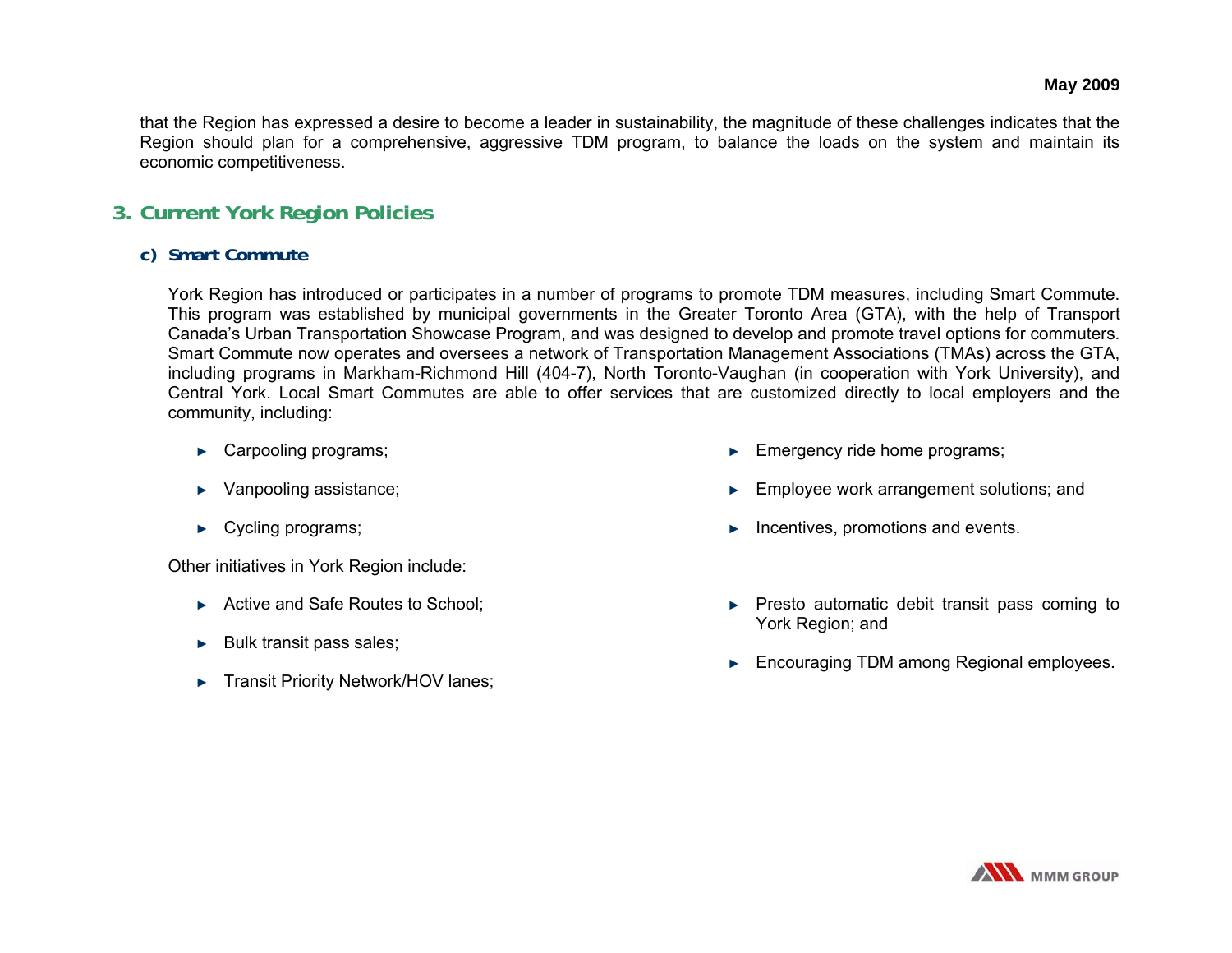that the Region has expressed a desire to become a leader in sustainability, the magnitude of these challenges indicates that the Region should plan for a comprehensive, aggressive TDM program, to balance the loads on the system and maintain its economic competitiveness.

## 3. Current York Region Policies

### c) Smart Commute

York Region has introduced or participates in a number of programs to promote TDM measures, including Smart Commute. This program was established by municipal governments in the Greater Toronto Area (GTA), with the help of Transport Canada's Urban Transportation Showcase Program, and was designed to develop and promote travel options for commuters. Smart Commute now operates and oversees a network of Transportation Management Associations (TMAs) across the GTA, including programs in Markham-Richmond Hill (404-7), North Toronto-Vaughan (in cooperation with York University), and Central York. Local Smart Commutes are able to offer services that are customized directly to local employers and the community, including:

- Carpooling programs;
- Vanpooling assistance;
- Cycling programs;
- Emergency ride home programs;
- Employee work arrangement solutions; and
- Incentives, promotions and events.

Other initiatives in York Region include:

- Active and Safe Routes to School;
- Bulk transit pass sales;
- Transit Priority Network/HOV lanes;
- Presto automatic debit transit pass coming to York Region; and
- Encouraging TDM among Regional employees.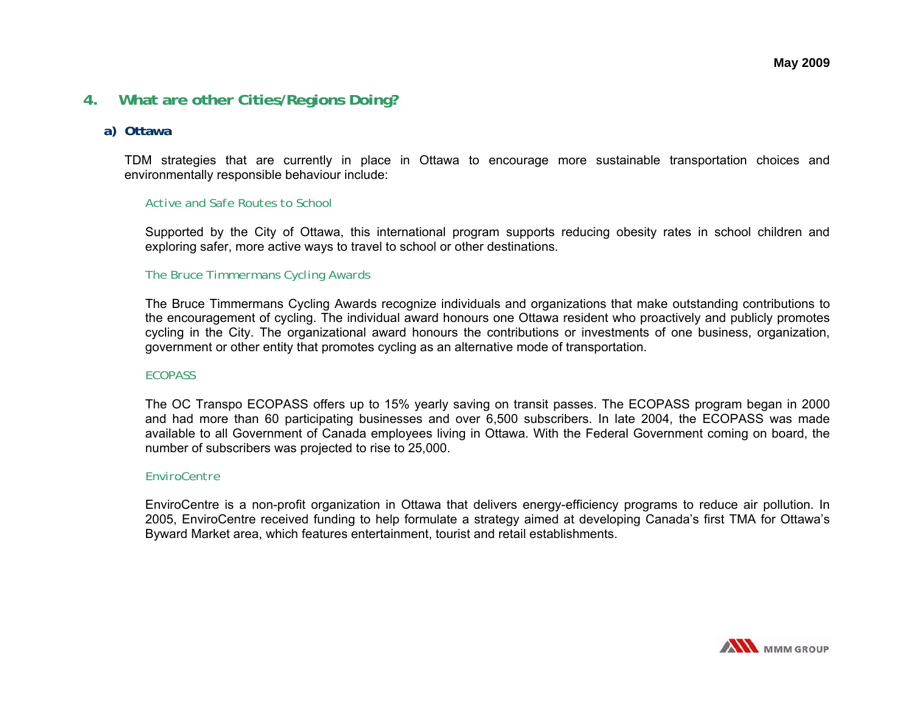## 4. What are other Cities/Regions Doing?

### a) Ottawa

TDM strategies that are currently in place in Ottawa to encourage more sustainable transportation choices and environmentally responsible behaviour include:

#### Active and Safe Routes to School

Supported by the City of Ottawa, this international program supports reducing obesity rates in school children and exploring safer, more active ways to travel to school or other destinations.

#### The Bruce Timmermans Cycling Awards

The Bruce Timmermans Cycling Awards recognize individuals and organizations that make outstanding contributions to the encouragement of cycling. The individual award honours one Ottawa resident who proactively and publicly promotes cycling in the City. The organizational award honours the contributions or investments of one business, organization, government or other entity that promotes cycling as an alternative mode of transportation.

#### ECOPASS

The OC Transpo ECOPASS offers up to 15% yearly saving on transit passes. The ECOPASS program began in 2000 and had more than 60 participating businesses and over 6,500 subscribers. In late 2004, the ECOPASS was made available to all Government of Canada employees living in Ottawa. With the Federal Government coming on board, the number of subscribers was projected to rise to 25,000.

#### EnviroCentre

EnviroCentre is a non-profit organization in Ottawa that delivers energy-efficiency programs to reduce air pollution. In 2005, EnviroCentre received funding to help formulate a strategy aimed at developing Canada's first TMA for Ottawa's Byward Market area, which features entertainment, tourist and retail establishments.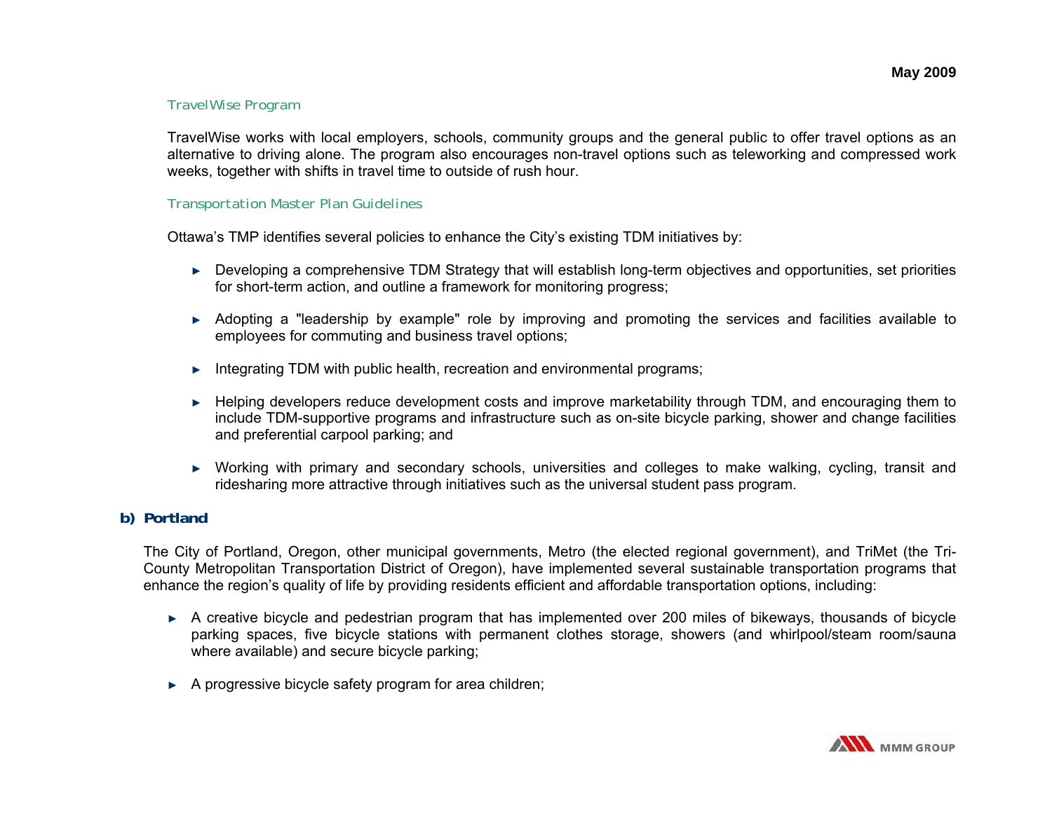#### TravelWise Program

TravelWise works with local employers, schools, community groups and the general public to offer travel options as an alternative to driving alone. The program also encourages non-travel options such as teleworking and compressed work weeks, together with shifts in travel time to outside of rush hour.

#### Transportation Master Plan Guidelines

Ottawa's TMP identifies several policies to enhance the City's existing TDM initiatives by:

- Developing a comprehensive TDM Strategy that will establish long-term objectives and opportunities, set priorities for short-term action, and outline a framework for monitoring progress;
- Adopting a "leadership by example" role by improving and promoting the services and facilities available to employees for commuting and business travel options;
- Integrating TDM with public health, recreation and environmental programs;
- Helping developers reduce development costs and improve marketability through TDM, and encouraging them to include TDM-supportive programs and infrastructure such as on-site bicycle parking, shower and change facilities and preferential carpool parking; and
- Working with primary and secondary schools, universities and colleges to make walking, cycling, transit and ridesharing more attractive through initiatives such as the universal student pass program.

### b) Portland

The City of Portland, Oregon, other municipal governments, Metro (the elected regional government), and TriMet (the Tri-County Metropolitan Transportation District of Oregon), have implemented several sustainable transportation programs that enhance the region's quality of life by providing residents efficient and affordable transportation options, including:

- A creative bicycle and pedestrian program that has implemented over 200 miles of bikeways, thousands of bicycle parking spaces, five bicycle stations with permanent clothes storage, showers (and whirlpool/steam room/sauna where available) and secure bicycle parking;
- A progressive bicycle safety program for area children;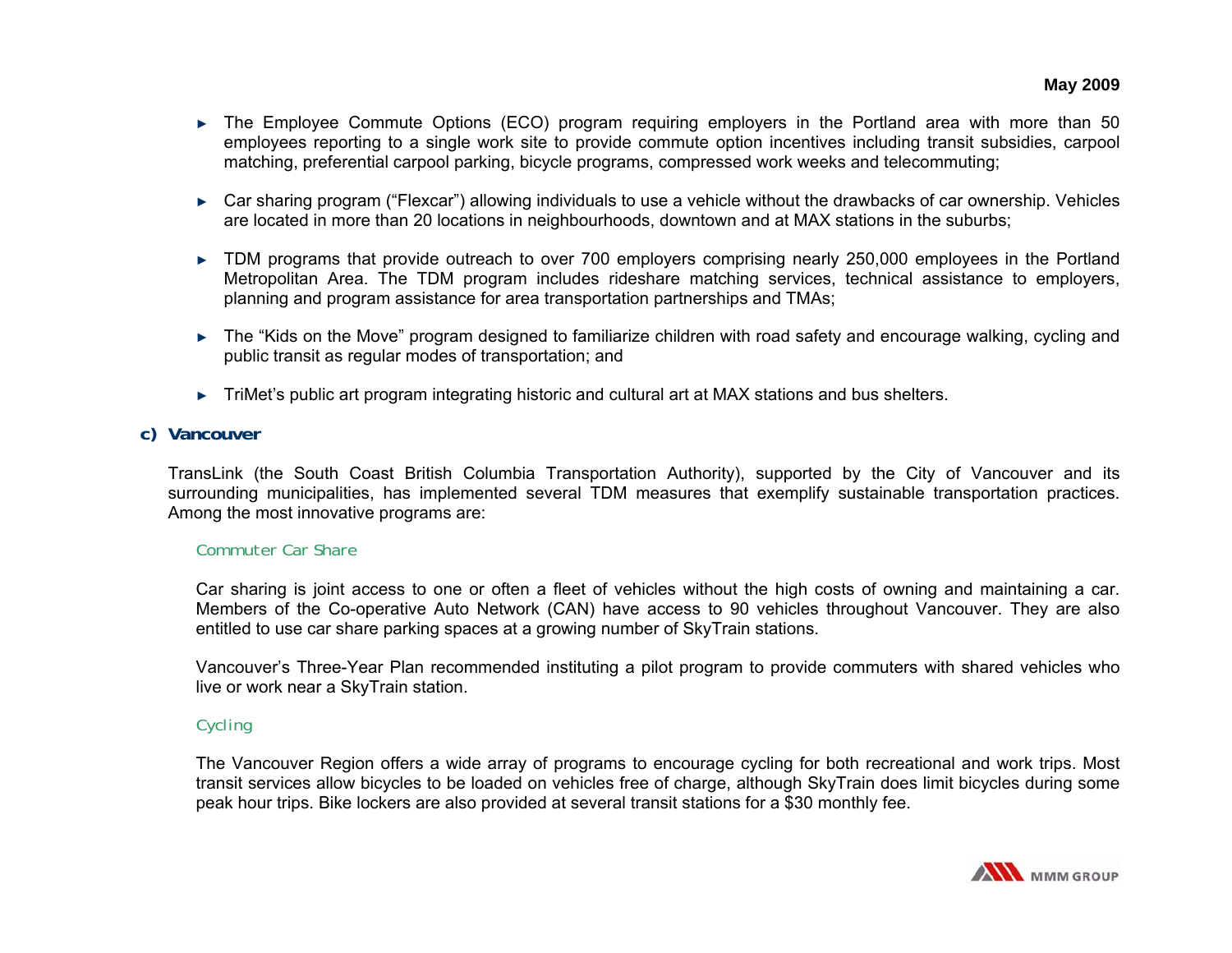- The Employee Commute Options (ECO) program requiring employers in the Portland area with more than 50 employees reporting to a single work site to provide commute option incentives including transit subsidies, carpool matching, preferential carpool parking, bicycle programs, compressed work weeks and telecommuting;

- Car sharing program ("Flexcar") allowing individuals to use a vehicle without the drawbacks of car ownership. Vehicles are located in more than 20 locations in neighbourhoods, downtown and at MAX stations in the suburbs;

- TDM programs that provide outreach to over 700 employers comprising nearly 250,000 employees in the Portland Metropolitan Area. The TDM program includes rideshare matching services, technical assistance to employers, planning and program assistance for area transportation partnerships and TMAs;

- The "Kids on the Move" program designed to familiarize children with road safety and encourage walking, cycling and public transit as regular modes of transportation; and

- TriMet's public art program integrating historic and cultural art at MAX stations and bus shelters.

### c) Vancouver

TransLink (the South Coast British Columbia Transportation Authority), supported by the City of Vancouver and its surrounding municipalities, has implemented several TDM measures that exemplify sustainable transportation practices. Among the most innovative programs are:

#### Commuter Car Share

Car sharing is joint access to one or often a fleet of vehicles without the high costs of owning and maintaining a car. Members of the Co-operative Auto Network (CAN) have access to 90 vehicles throughout Vancouver. They are also entitled to use car share parking spaces at a growing number of SkyTrain stations.

Vancouver's Three-Year Plan recommended instituting a pilot program to provide commuters with shared vehicles who live or work near a SkyTrain station.

#### Cycling

The Vancouver Region offers a wide array of programs to encourage cycling for both recreational and work trips. Most transit services allow bicycles to be loaded on vehicles free of charge, although SkyTrain does limit bicycles during some peak hour trips. Bike lockers are also provided at several transit stations for a $30 monthly fee.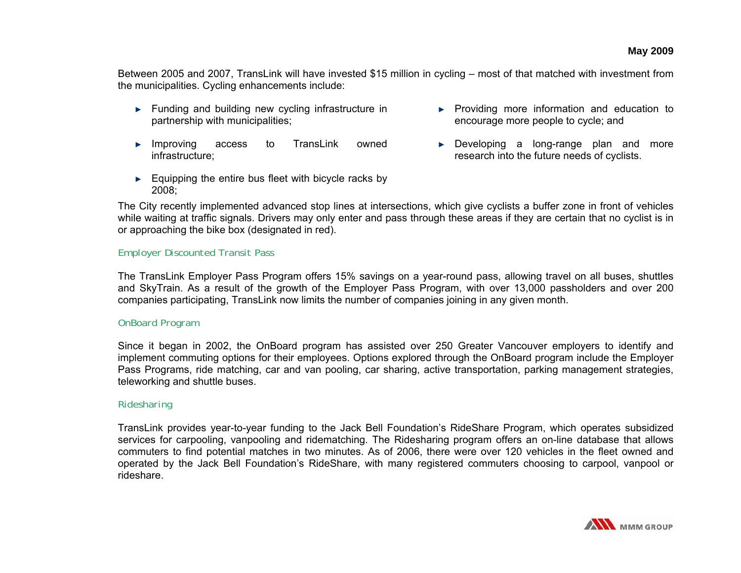Between 2005 and 2007, TransLink will have invested $15 million in cycling – most of that matched with investment from the municipalities. Cycling enhancements include:

- Funding and building new cycling infrastructure in partnership with municipalities;
- Improving access to TransLink owned infrastructure;
- Equipping the entire bus fleet with bicycle racks by 2008;
- Providing more information and education to encourage more people to cycle; and
- Developing a long-range plan and more research into the future needs of cyclists.

The City recently implemented advanced stop lines at intersections, which give cyclists a buffer zone in front of vehicles while waiting at traffic signals. Drivers may only enter and pass through these areas if they are certain that no cyclist is in or approaching the bike box (designated in red).

### Employer Discounted Transit Pass

The TransLink Employer Pass Program offers 15% savings on a year-round pass, allowing travel on all buses, shuttles and SkyTrain. As a result of the growth of the Employer Pass Program, with over 13,000 passholders and over 200 companies participating, TransLink now limits the number of companies joining in any given month.

### OnBoard Program

Since it began in 2002, the OnBoard program has assisted over 250 Greater Vancouver employers to identify and implement commuting options for their employees. Options explored through the OnBoard program include the Employer Pass Programs, ride matching, car and van pooling, car sharing, active transportation, parking management strategies, teleworking and shuttle buses.

### Ridesharing

TransLink provides year-to-year funding to the Jack Bell Foundation's RideShare Program, which operates subsidized services for carpooling, vanpooling and ridematching. The Ridesharing program offers an on-line database that allows commuters to find potential matches in two minutes. As of 2006, there were over 120 vehicles in the fleet owned and operated by the Jack Bell Foundation's RideShare, with many registered commuters choosing to carpool, vanpool or rideshare.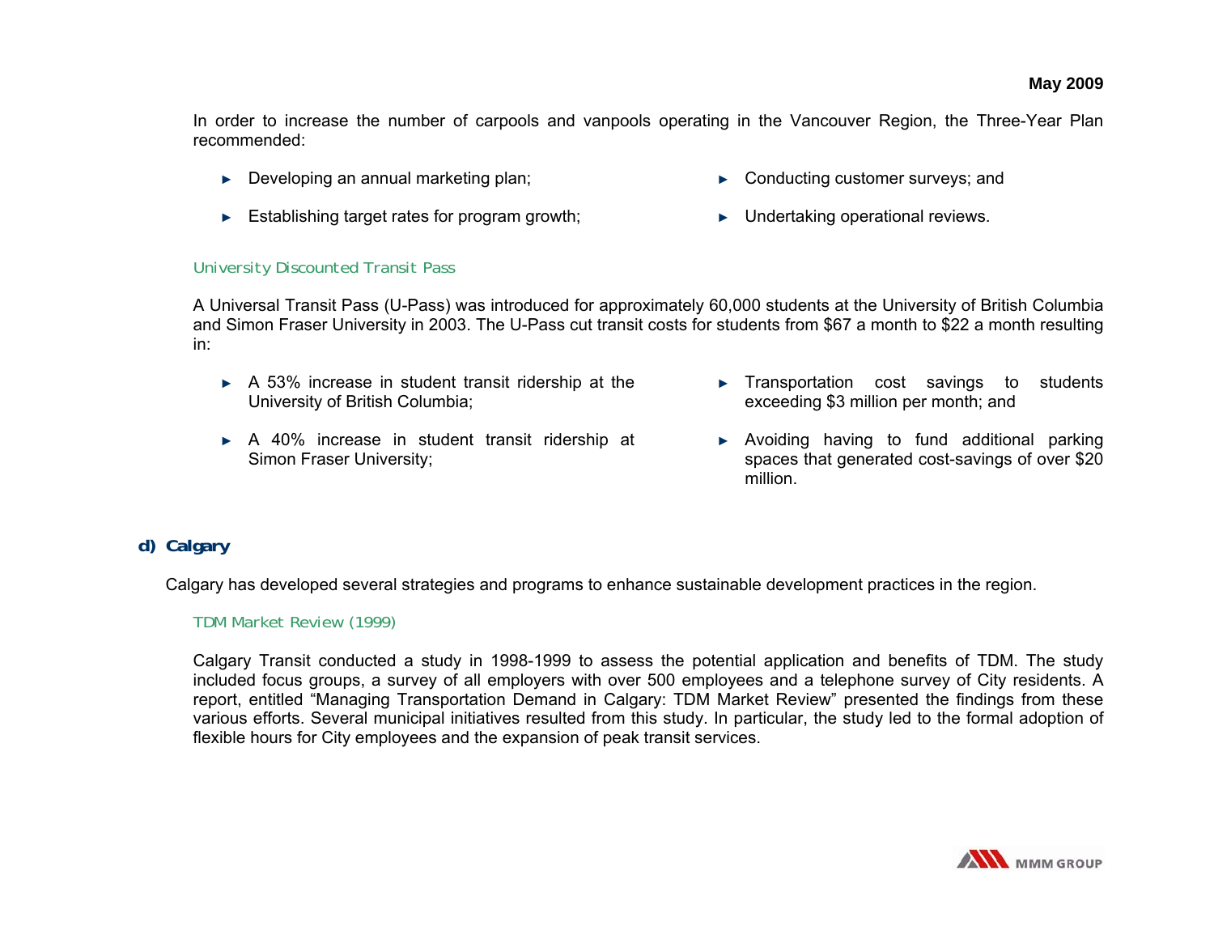In order to increase the number of carpools and vanpools operating in the Vancouver Region, the Three-Year Plan recommended:

- Developing an annual marketing plan;
- Establishing target rates for program growth;
- Conducting customer surveys; and
- Undertaking operational reviews.

#### University Discounted Transit Pass

A Universal Transit Pass (U-Pass) was introduced for approximately 60,000 students at the University of British Columbia and Simon Fraser University in 2003. The U-Pass cut transit costs for students from $67 a month to $22 a month resulting in:

- A 53% increase in student transit ridership at the University of British Columbia;
- A 40% increase in student transit ridership at Simon Fraser University;
- Transportation cost savings to students exceeding $3 million per month; and
- Avoiding having to fund additional parking spaces that generated cost-savings of over $20 million.

### d) Calgary

Calgary has developed several strategies and programs to enhance sustainable development practices in the region.

#### TDM Market Review (1999)

Calgary Transit conducted a study in 1998-1999 to assess the potential application and benefits of TDM. The study included focus groups, a survey of all employers with over 500 employees and a telephone survey of City residents. A report, entitled "Managing Transportation Demand in Calgary: TDM Market Review" presented the findings from these various efforts. Several municipal initiatives resulted from this study. In particular, the study led to the formal adoption of flexible hours for City employees and the expansion of peak transit services.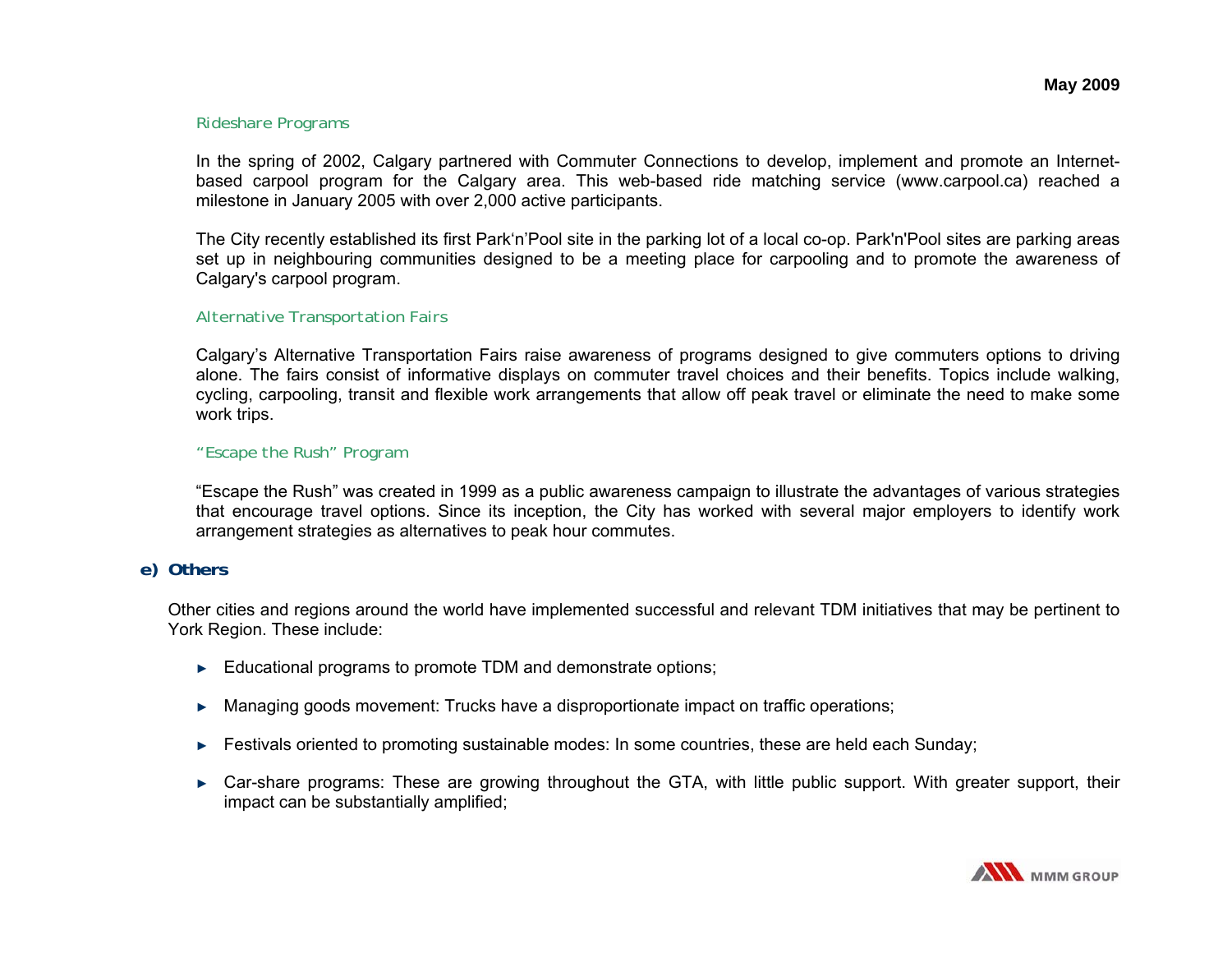#### Rideshare Programs

In the spring of 2002, Calgary partnered with Commuter Connections to develop, implement and promote an Internet-based carpool program for the Calgary area. This web-based ride matching service (www.carpool.ca) reached a milestone in January 2005 with over 2,000 active participants.

The City recently established its first Park'n'Pool site in the parking lot of a local co-op. Park'n'Pool sites are parking areas set up in neighbouring communities designed to be a meeting place for carpooling and to promote the awareness of Calgary's carpool program.

#### Alternative Transportation Fairs

Calgary's Alternative Transportation Fairs raise awareness of programs designed to give commuters options to driving alone. The fairs consist of informative displays on commuter travel choices and their benefits. Topics include walking, cycling, carpooling, transit and flexible work arrangements that allow off peak travel or eliminate the need to make some work trips.

#### "Escape the Rush" Program

"Escape the Rush" was created in 1999 as a public awareness campaign to illustrate the advantages of various strategies that encourage travel options. Since its inception, the City has worked with several major employers to identify work arrangement strategies as alternatives to peak hour commutes.

### e) Others

Other cities and regions around the world have implemented successful and relevant TDM initiatives that may be pertinent to York Region. These include:

- Educational programs to promote TDM and demonstrate options;
- Managing goods movement: Trucks have a disproportionate impact on traffic operations;
- Festivals oriented to promoting sustainable modes: In some countries, these are held each Sunday;
- Car-share programs: These are growing throughout the GTA, with little public support. With greater support, their impact can be substantially amplified;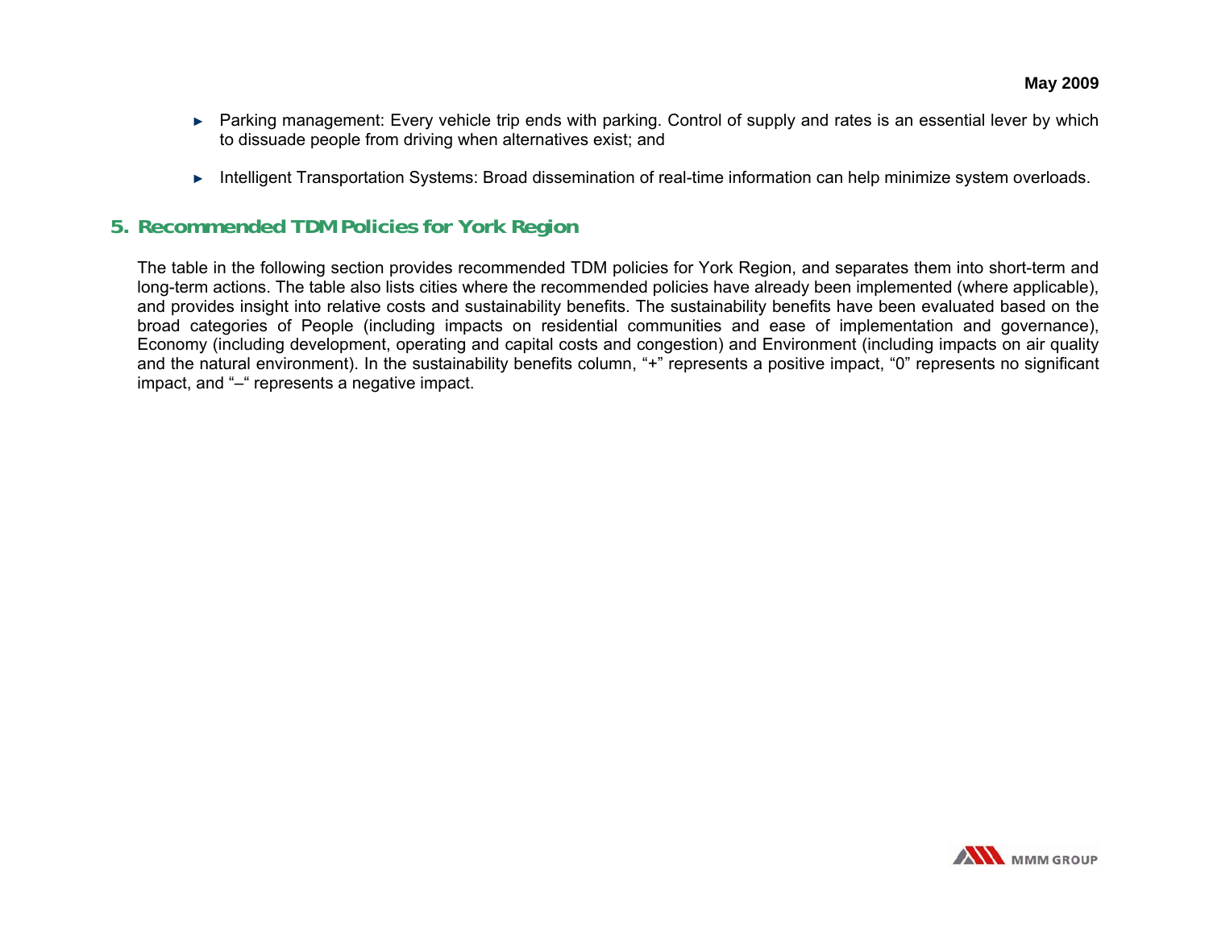- Parking management: Every vehicle trip ends with parking. Control of supply and rates is an essential lever by which to dissuade people from driving when alternatives exist; and
- Intelligent Transportation Systems: Broad dissemination of real-time information can help minimize system overloads.

## 5. Recommended TDM Policies for York Region

The table in the following section provides recommended TDM policies for York Region, and separates them into short-term and long-term actions. The table also lists cities where the recommended policies have already been implemented (where applicable), and provides insight into relative costs and sustainability benefits. The sustainability benefits have been evaluated based on the broad categories of People (including impacts on residential communities and ease of implementation and governance), Economy (including development, operating and capital costs and congestion) and Environment (including impacts on air quality and the natural environment). In the sustainability benefits column, "+" represents a positive impact, "0" represents no significant impact, and "–" represents a negative impact.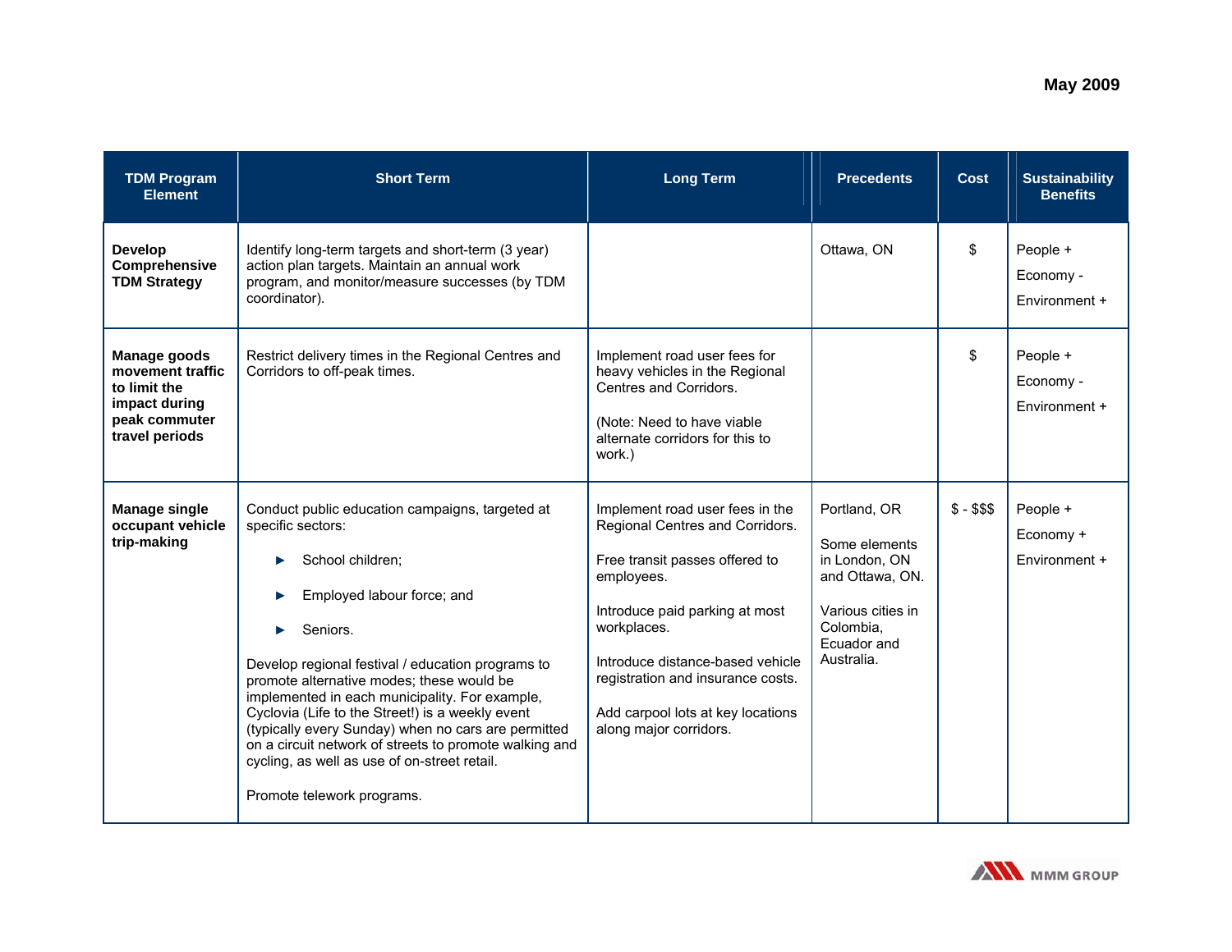| TDM Program Element | Short Term | Long Term | Precedents | Cost | Sustainability Benefits |
|---|---|---|---|---|---|
| **Develop Comprehensive TDM Strategy** | Identify long-term targets and short-term (3 year) action plan targets. Maintain an annual work program, and monitor/measure successes (by TDM coordinator). | | Ottawa, ON | $ | People +<br>Economy -<br>Environment + |
| **Manage goods movement traffic to limit the impact during peak commuter travel periods** | Restrict delivery times in the Regional Centres and Corridors to off-peak times. | Implement road user fees for heavy vehicles in the Regional Centres and Corridors.<br><br>(Note: Need to have viable alternate corridors for this to work.) | | $ | People +<br>Economy -<br>Environment + |
| **Manage single occupant vehicle trip-making** | Conduct public education campaigns, targeted at specific sectors:<br>► School children;<br>► Employed labour force; and<br>► Seniors.<br><br>Develop regional festival / education programs to promote alternative modes; these would be implemented in each municipality. For example, Cyclovia (Life to the Street!) is a weekly event (typically every Sunday) when no cars are permitted on a circuit network of streets to promote walking and cycling, as well as use of on-street retail.<br><br>Promote telework programs. | Implement road user fees in the Regional Centres and Corridors.<br><br>Free transit passes offered to employees.<br><br>Introduce paid parking at most workplaces.<br><br>Introduce distance-based vehicle registration and insurance costs.<br><br>Add carpool lots at key locations along major corridors. | Portland, OR<br><br>Some elements in London, ON and Ottawa, ON.<br><br>Various cities in Colombia, Ecuador and Australia. | $ - $$$ | People +<br>Economy +<br>Environment + |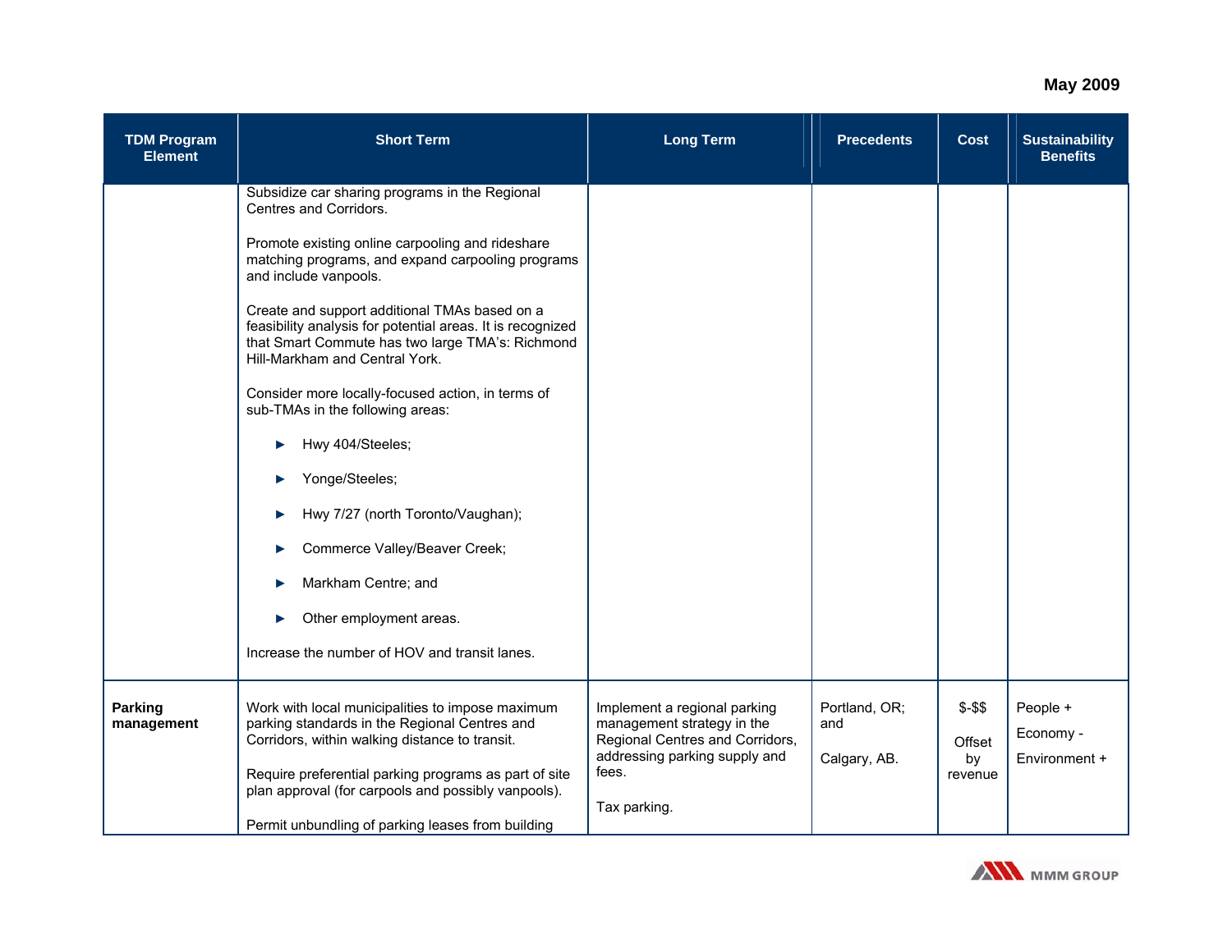| TDM Program Element | Short Term | Long Term | Precedents | Cost | Sustainability Benefits |
|---|---|---|---|---|---|
| | Subsidize car sharing programs in the Regional Centres and Corridors.<br><br>Promote existing online carpooling and rideshare matching programs, and expand carpooling programs and include vanpools.<br><br>Create and support additional TMAs based on a feasibility analysis for potential areas. It is recognized that Smart Commute has two large TMA's: Richmond Hill-Markham and Central York.<br><br>Consider more locally-focused action, in terms of sub-TMAs in the following areas:<br><br>► Hwy 404/Steeles;<br>► Yonge/Steeles;<br>► Hwy 7/27 (north Toronto/Vaughan);<br>► Commerce Valley/Beaver Creek;<br>► Markham Centre; and<br>► Other employment areas.<br><br>Increase the number of HOV and transit lanes. | | | | |
| **Parking management** | Work with local municipalities to impose maximum parking standards in the Regional Centres and Corridors, within walking distance to transit.<br><br>Require preferential parking programs as part of site plan approval (for carpools and possibly vanpools).<br><br>Permit unbundling of parking leases from building | Implement a regional parking management strategy in the Regional Centres and Corridors, addressing parking supply and fees.<br><br>Tax parking. | Portland, OR; and<br><br>Calgary, AB. | $-$$<br><br>Offset by revenue | People +<br><br>Economy -<br><br>Environment + |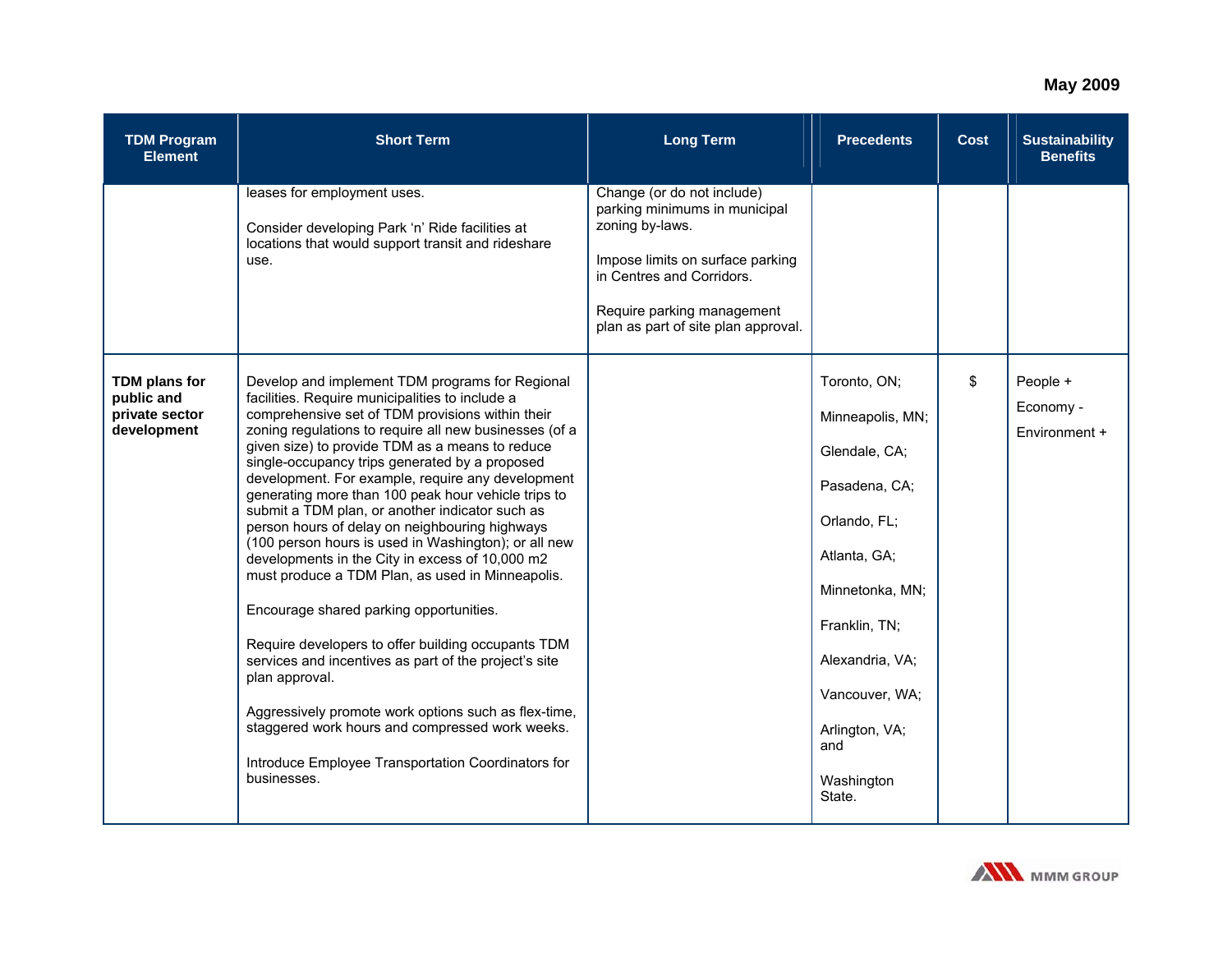| TDM Program Element | Short Term | Long Term | Precedents | Cost | Sustainability Benefits |
|---|---|---|---|---|---|
| | leases for employment uses.<br><br>Consider developing Park 'n' Ride facilities at locations that would support transit and rideshare use. | Change (or do not include) parking minimums in municipal zoning by-laws.<br><br>Impose limits on surface parking in Centres and Corridors.<br><br>Require parking management plan as part of site plan approval. | | | |
| **TDM plans for public and private sector development** | Develop and implement TDM programs for Regional facilities. Require municipalities to include a comprehensive set of TDM provisions within their zoning regulations to require all new businesses (of a given size) to provide TDM as a means to reduce single-occupancy trips generated by a proposed development. For example, require any development generating more than 100 peak hour vehicle trips to submit a TDM plan, or another indicator such as person hours of delay on neighbouring highways (100 person hours is used in Washington); or all new developments in the City in excess of 10,000 m2 must produce a TDM Plan, as used in Minneapolis.<br><br>Encourage shared parking opportunities.<br><br>Require developers to offer building occupants TDM services and incentives as part of the project's site plan approval.<br><br>Aggressively promote work options such as flex-time, staggered work hours and compressed work weeks.<br><br>Introduce Employee Transportation Coordinators for businesses. | | Toronto, ON;<br><br>Minneapolis, MN;<br><br>Glendale, CA;<br><br>Pasadena, CA;<br><br>Orlando, FL;<br><br>Atlanta, GA;<br><br>Minnetonka, MN;<br><br>Franklin, TN;<br><br>Alexandria, VA;<br><br>Vancouver, WA;<br><br>Arlington, VA; and<br><br>Washington State. | $ | People +<br><br>Economy -<br><br>Environment + |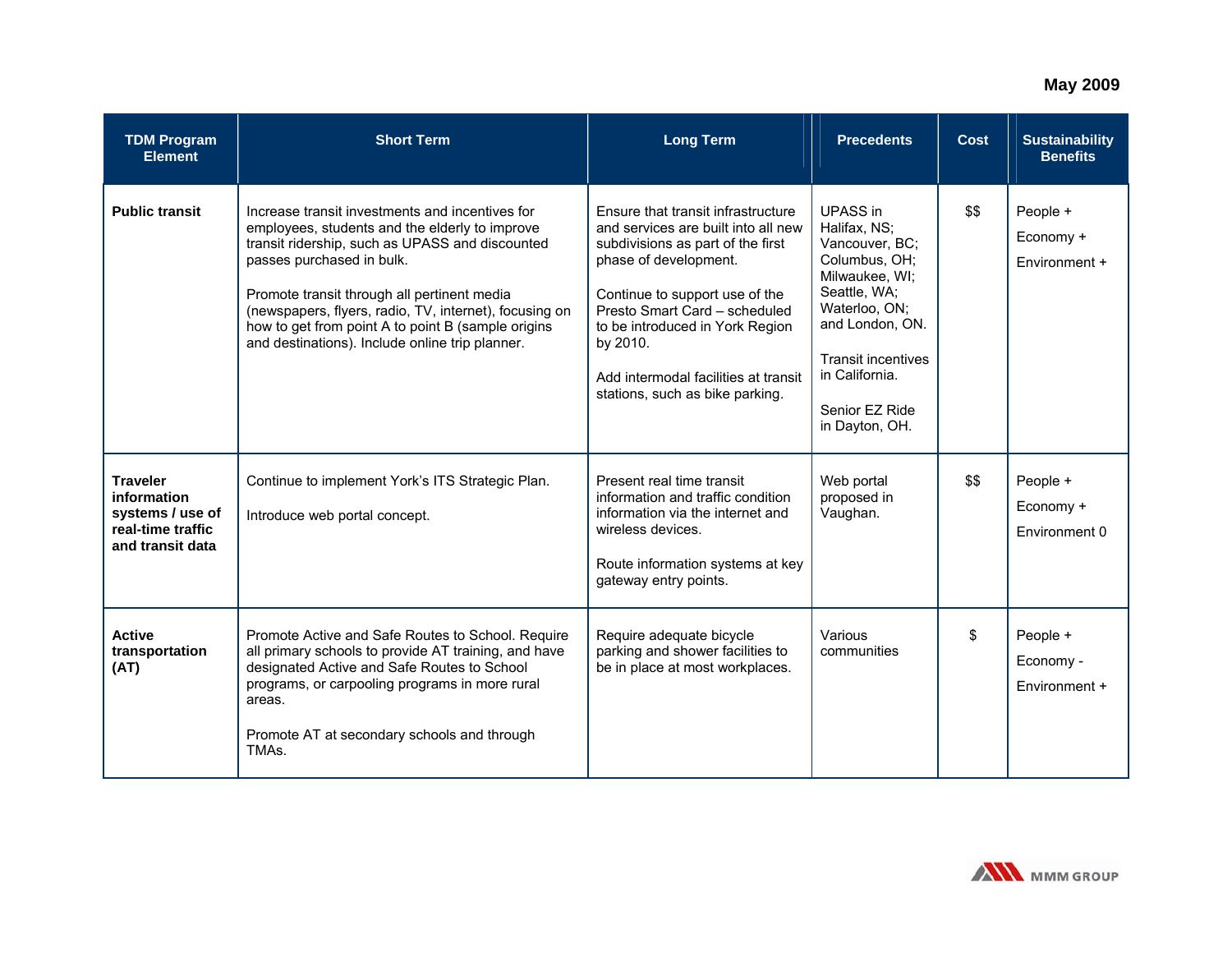| TDM Program Element | Short Term | Long Term | Precedents | Cost | Sustainability Benefits |
|---|---|---|---|---|---|
| **Public transit** | Increase transit investments and incentives for employees, students and the elderly to improve transit ridership, such as UPASS and discounted passes purchased in bulk.<br><br>Promote transit through all pertinent media (newspapers, flyers, radio, TV, internet), focusing on how to get from point A to point B (sample origins and destinations). Include online trip planner. | Ensure that transit infrastructure and services are built into all new subdivisions as part of the first phase of development.<br><br>Continue to support use of the Presto Smart Card – scheduled to be introduced in York Region by 2010.<br><br>Add intermodal facilities at transit stations, such as bike parking. | UPASS in Halifax, NS; Vancouver, BC; Columbus, OH; Milwaukee, WI; Seattle, WA; Waterloo, ON; and London, ON.<br><br>Transit incentives in California.<br><br>Senior EZ Ride in Dayton, OH. | $$ | People +<br>Economy +<br>Environment + |
| **Traveler information systems / use of real-time traffic and transit data** | Continue to implement York's ITS Strategic Plan.<br><br>Introduce web portal concept. | Present real time transit information and traffic condition information via the internet and wireless devices.<br><br>Route information systems at key gateway entry points. | Web portal proposed in Vaughan. | $$ | People +<br>Economy +<br>Environment 0 |
| **Active transportation (AT)** | Promote Active and Safe Routes to School. Require all primary schools to provide AT training, and have designated Active and Safe Routes to School programs, or carpooling programs in more rural areas.<br><br>Promote AT at secondary schools and through TMAs. | Require adequate bicycle parking and shower facilities to be in place at most workplaces. | Various communities | $ | People +<br>Economy -<br>Environment + |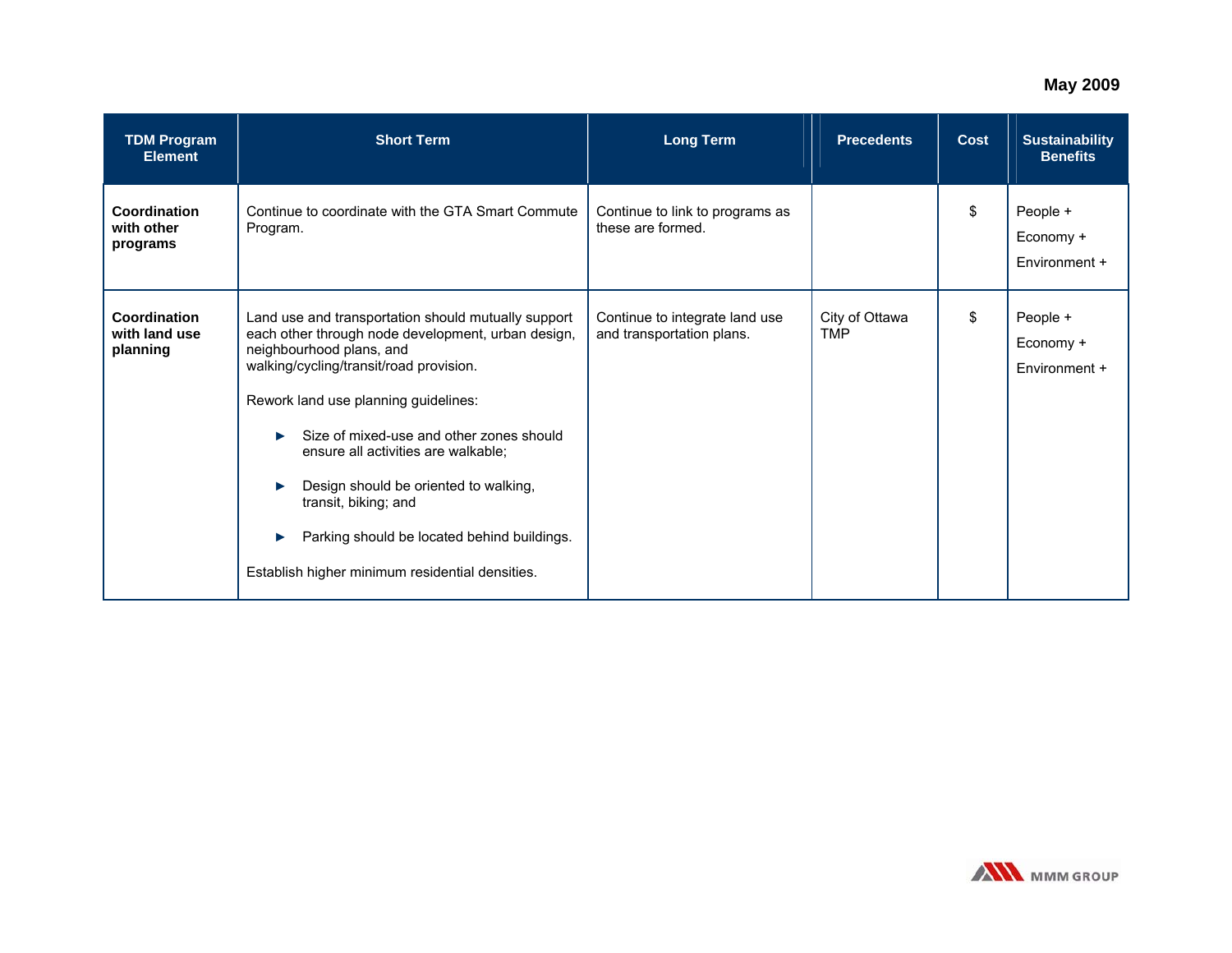| TDM Program Element | Short Term | Long Term | Precedents | Cost | Sustainability Benefits |
|---|---|---|---|---|---|
| **Coordination with other programs** | Continue to coordinate with the GTA Smart Commute Program. | Continue to link to programs as these are formed. | | $ | People +<br>Economy +<br>Environment + |
| **Coordination with land use planning** | Land use and transportation should mutually support each other through node development, urban design, neighbourhood plans, and walking/cycling/transit/road provision.<br><br>Rework land use planning guidelines:<br>► Size of mixed-use and other zones should ensure all activities are walkable;<br>► Design should be oriented to walking, transit, biking; and<br>► Parking should be located behind buildings.<br><br>Establish higher minimum residential densities. | Continue to integrate land use and transportation plans. | City of Ottawa TMP | $ | People +<br>Economy +<br>Environment + |